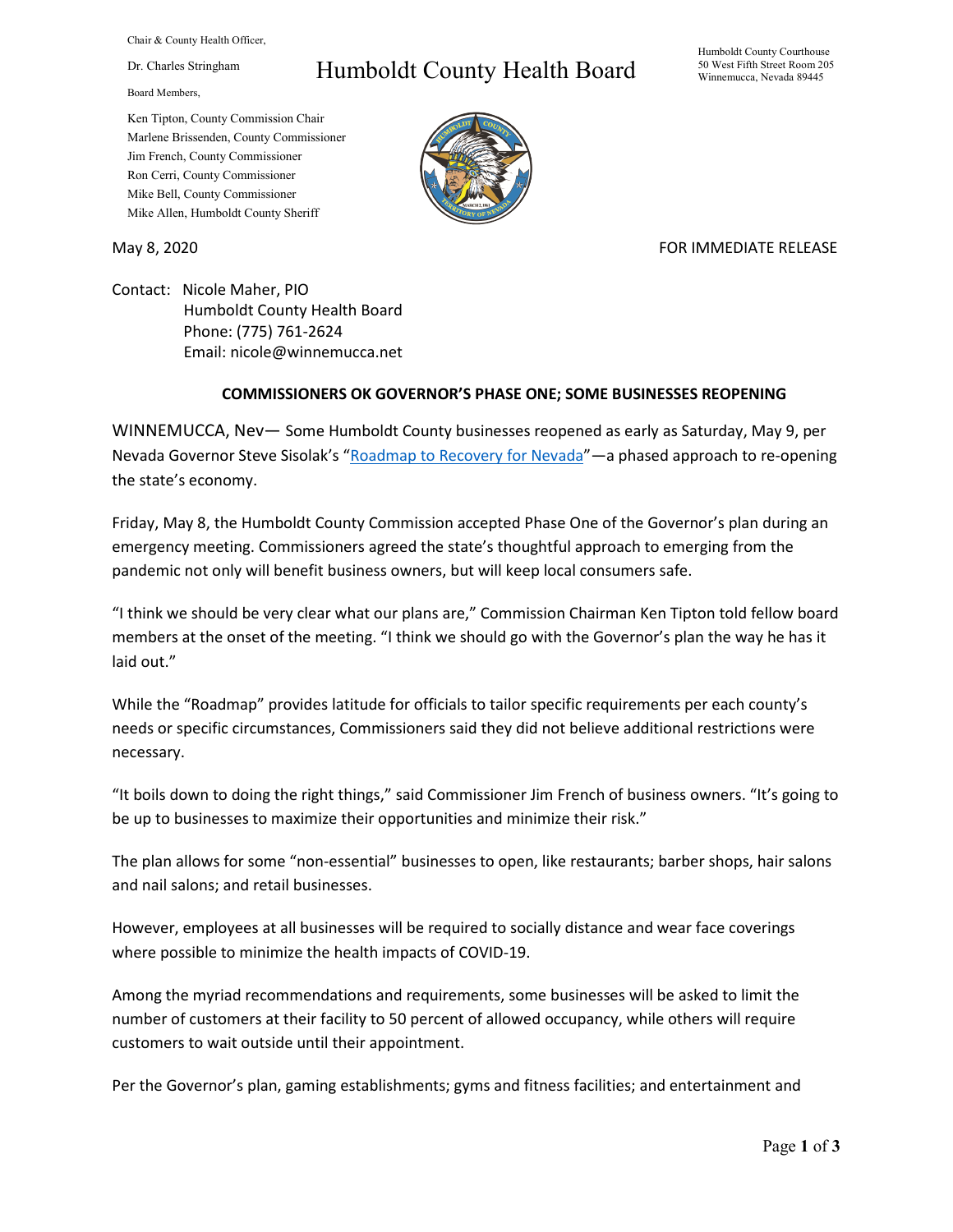Chair & County Health Officer,

Dr. Charles Stringham

# Humboldt County Health Board

Humboldt County Courthouse
50 West Fifth Street Room 205
Winnemucca, Nevada 89445

Board Members,

Ken Tipton, County Commission Chair
Marlene Brissenden, County Commissioner
Jim French, County Commissioner
Ron Cerri, County Commissioner
Mike Bell, County Commissioner
Mike Allen, Humboldt County Sheriff

May 8, 2020

FOR IMMEDIATE RELEASE

Contact: Nicole Maher, PIO
Humboldt County Health Board
Phone: (775) 761-2624
Email: nicole@winnemucca.net

## COMMISSIONERS OK GOVERNOR'S PHASE ONE; SOME BUSINESSES REOPENING

WINNEMUCCA, Nev— Some Humboldt County businesses reopened as early as Saturday, May 9, per Nevada Governor Steve Sisolak's "Roadmap to Recovery for Nevada"—a phased approach to re-opening the state's economy.

Friday, May 8, the Humboldt County Commission accepted Phase One of the Governor's plan during an emergency meeting. Commissioners agreed the state's thoughtful approach to emerging from the pandemic not only will benefit business owners, but will keep local consumers safe.

"I think we should be very clear what our plans are," Commission Chairman Ken Tipton told fellow board members at the onset of the meeting. "I think we should go with the Governor's plan the way he has it laid out."

While the "Roadmap" provides latitude for officials to tailor specific requirements per each county's needs or specific circumstances, Commissioners said they did not believe additional restrictions were necessary.

"It boils down to doing the right things," said Commissioner Jim French of business owners. "It's going to be up to businesses to maximize their opportunities and minimize their risk."

The plan allows for some "non-essential" businesses to open, like restaurants; barber shops, hair salons and nail salons; and retail businesses.

However, employees at all businesses will be required to socially distance and wear face coverings where possible to minimize the health impacts of COVID-19.

Among the myriad recommendations and requirements, some businesses will be asked to limit the number of customers at their facility to 50 percent of allowed occupancy, while others will require customers to wait outside until their appointment.

Per the Governor's plan, gaming establishments; gyms and fitness facilities; and entertainment and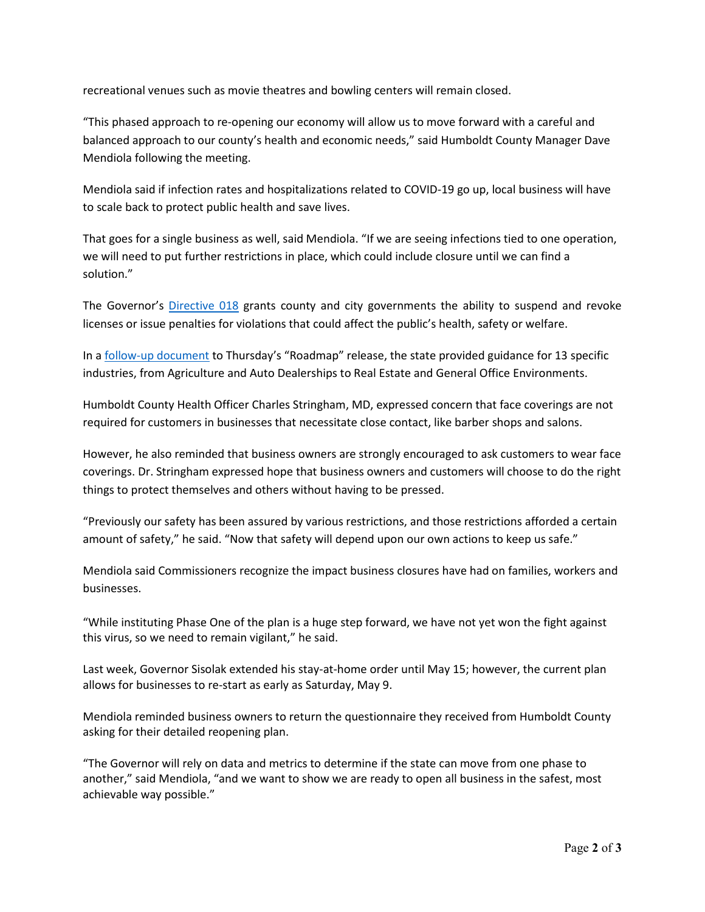recreational venues such as movie theatres and bowling centers will remain closed.

"This phased approach to re-opening our economy will allow us to move forward with a careful and balanced approach to our county's health and economic needs," said Humboldt County Manager Dave Mendiola following the meeting.

Mendiola said if infection rates and hospitalizations related to COVID-19 go up, local business will have to scale back to protect public health and save lives.

That goes for a single business as well, said Mendiola. "If we are seeing infections tied to one operation, we will need to put further restrictions in place, which could include closure until we can find a solution."

The Governor's Directive 018 grants county and city governments the ability to suspend and revoke licenses or issue penalties for violations that could affect the public's health, safety or welfare.

In a follow-up document to Thursday's "Roadmap" release, the state provided guidance for 13 specific industries, from Agriculture and Auto Dealerships to Real Estate and General Office Environments.

Humboldt County Health Officer Charles Stringham, MD, expressed concern that face coverings are not required for customers in businesses that necessitate close contact, like barber shops and salons.

However, he also reminded that business owners are strongly encouraged to ask customers to wear face coverings. Dr. Stringham expressed hope that business owners and customers will choose to do the right things to protect themselves and others without having to be pressed.

"Previously our safety has been assured by various restrictions, and those restrictions afforded a certain amount of safety," he said. "Now that safety will depend upon our own actions to keep us safe."

Mendiola said Commissioners recognize the impact business closures have had on families, workers and businesses.

"While instituting Phase One of the plan is a huge step forward, we have not yet won the fight against this virus, so we need to remain vigilant," he said.

Last week, Governor Sisolak extended his stay-at-home order until May 15; however, the current plan allows for businesses to re-start as early as Saturday, May 9.

Mendiola reminded business owners to return the questionnaire they received from Humboldt County asking for their detailed reopening plan.

"The Governor will rely on data and metrics to determine if the state can move from one phase to another," said Mendiola, "and we want to show we are ready to open all business in the safest, most achievable way possible."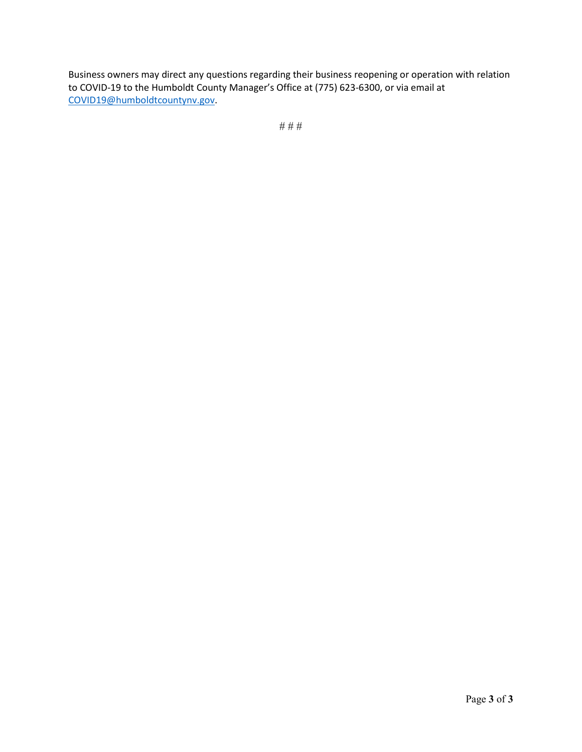Business owners may direct any questions regarding their business reopening or operation with relation to COVID-19 to the Humboldt County Manager's Office at (775) 623-6300, or via email at COVID19@humboldtcountynv.gov.

# # #